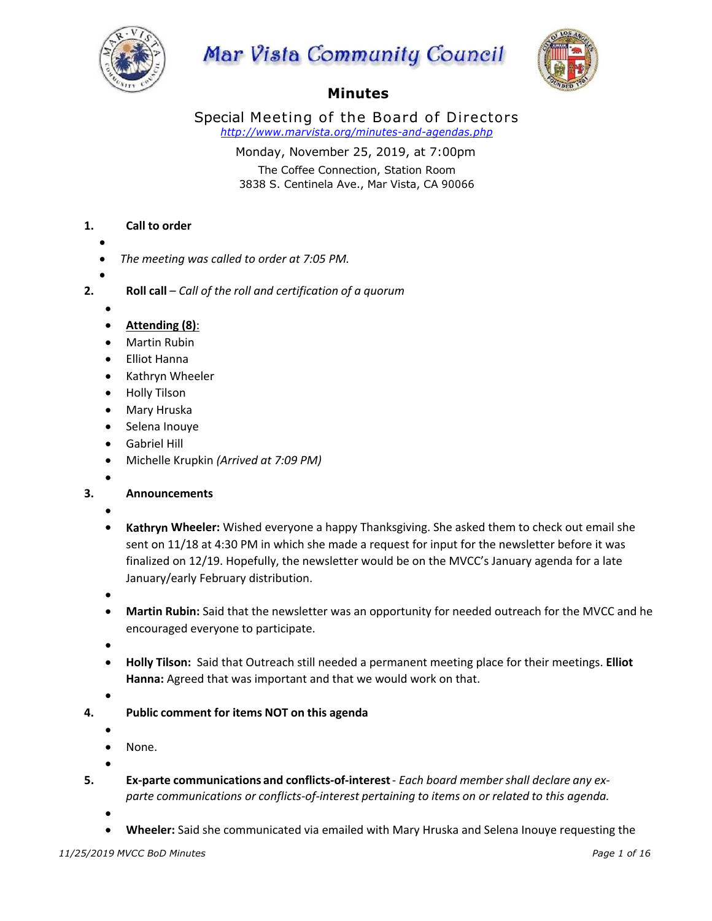# Mar Vista Community Council

## Minutes

### Special Meeting of the Board of Directors

*http://www.marvista.org/minutes-and-agendas.php*

Monday, November 25, 2019, at 7:00pm
The Coffee Connection, Station Room
3838 S. Centinela Ave., Mar Vista, CA 90066

**1. Call to order**

- *The meeting was called to order at 7:05 PM.*

**2. Roll call** – *Call of the roll and certification of a quorum*

- **Attending (8)**:
- Martin Rubin
- Elliot Hanna
- Kathryn Wheeler
- Holly Tilson
- Mary Hruska
- Selena Inouye
- Gabriel Hill
- Michelle Krupkin *(Arrived at 7:09 PM)*

**3. Announcements**

- **Kathryn Wheeler:** Wished everyone a happy Thanksgiving. She asked them to check out email she sent on 11/18 at 4:30 PM in which she made a request for input for the newsletter before it was finalized on 12/19. Hopefully, the newsletter would be on the MVCC's January agenda for a late January/early February distribution.
- **Martin Rubin:** Said that the newsletter was an opportunity for needed outreach for the MVCC and he encouraged everyone to participate.
- **Holly Tilson:** Said that Outreach still needed a permanent meeting place for their meetings. **Elliot Hanna:** Agreed that was important and that we would work on that.

**4. Public comment for items NOT on this agenda**

- None.

**5. Ex-parte communications and conflicts-of-interest** - *Each board member shall declare any ex-parte communications or conflicts-of-interest pertaining to items on or related to this agenda.*

- **Wheeler:** Said she communicated via emailed with Mary Hruska and Selena Inouye requesting the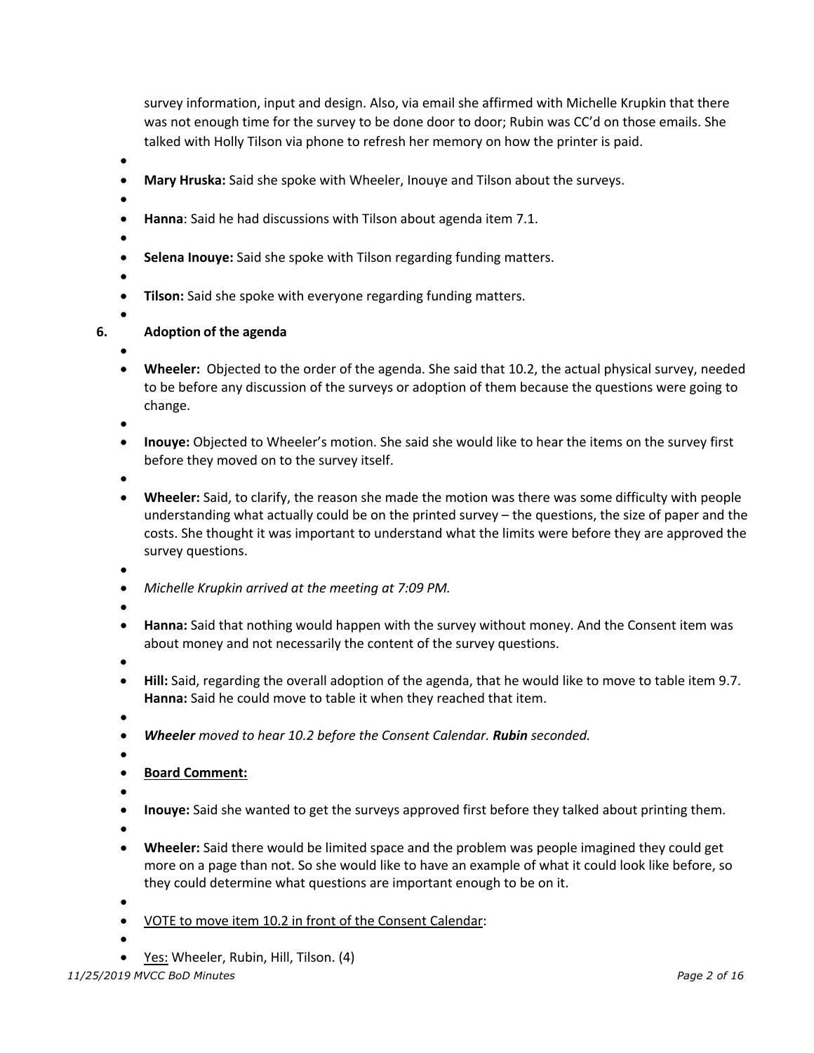survey information, input and design. Also, via email she affirmed with Michelle Krupkin that there was not enough time for the survey to be done door to door; Rubin was CC'd on those emails. She talked with Holly Tilson via phone to refresh her memory on how the printer is paid.

- **Mary Hruska:** Said she spoke with Wheeler, Inouye and Tilson about the surveys.
- **Hanna**: Said he had discussions with Tilson about agenda item 7.1.
- **Selena Inouye:** Said she spoke with Tilson regarding funding matters.
- **Tilson:** Said she spoke with everyone regarding funding matters.

## 6. Adoption of the agenda

- **Wheeler:** Objected to the order of the agenda. She said that 10.2, the actual physical survey, needed to be before any discussion of the surveys or adoption of them because the questions were going to change.
- **Inouye:** Objected to Wheeler's motion. She said she would like to hear the items on the survey first before they moved on to the survey itself.
- **Wheeler:** Said, to clarify, the reason she made the motion was there was some difficulty with people understanding what actually could be on the printed survey – the questions, the size of paper and the costs. She thought it was important to understand what the limits were before they are approved the survey questions.
- *Michelle Krupkin arrived at the meeting at 7:09 PM.*
- **Hanna:** Said that nothing would happen with the survey without money. And the Consent item was about money and not necessarily the content of the survey questions.
- **Hill:** Said, regarding the overall adoption of the agenda, that he would like to move to table item 9.7. **Hanna:** Said he could move to table it when they reached that item.
- ***Wheeler*** *moved to hear 10.2 before the Consent Calendar.* ***Rubin*** *seconded.*
- **Board Comment:**
- **Inouye:** Said she wanted to get the surveys approved first before they talked about printing them.
- **Wheeler:** Said there would be limited space and the problem was people imagined they could get more on a page than not. So she would like to have an example of what it could look like before, so they could determine what questions are important enough to be on it.
- VOTE to move item 10.2 in front of the Consent Calendar:
- Yes: Wheeler, Rubin, Hill, Tilson. (4)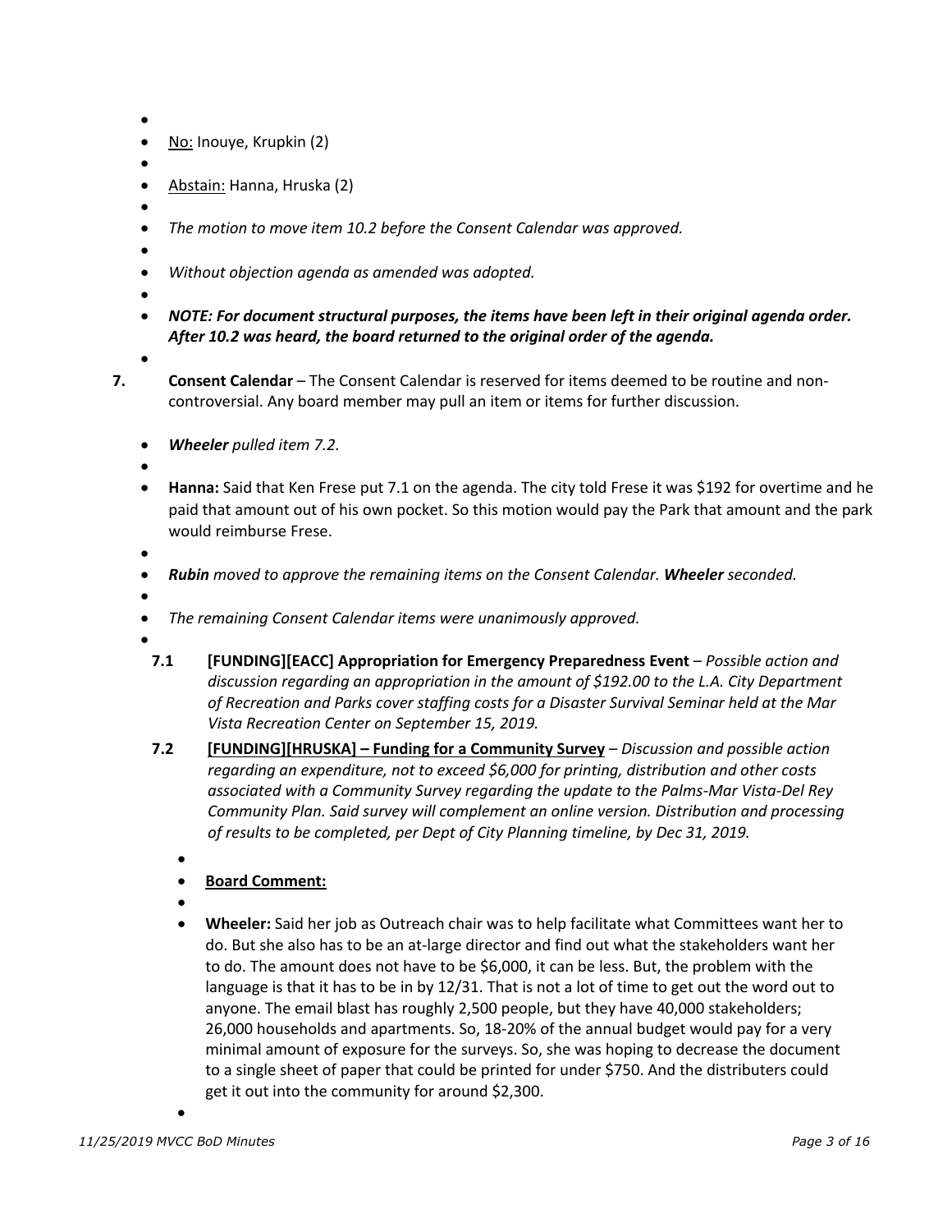- <u>No:</u> Inouye, Krupkin (2)
- <u>Abstain:</u> Hanna, Hruska (2)
- *The motion to move item 10.2 before the Consent Calendar was approved.*
- *Without objection agenda as amended was adopted.*
- ***NOTE: For document structural purposes, the items have been left in their original agenda order. After 10.2 was heard, the board returned to the original order of the agenda.***

**7.** **Consent Calendar** – The Consent Calendar is reserved for items deemed to be routine and non-controversial. Any board member may pull an item or items for further discussion.

- ***Wheeler*** *pulled item 7.2.*
- **Hanna:** Said that Ken Frese put 7.1 on the agenda. The city told Frese it was $192 for overtime and he paid that amount out of his own pocket. So this motion would pay the Park that amount and the park would reimburse Frese.
- ***Rubin*** *moved to approve the remaining items on the Consent Calendar.* ***Wheeler*** *seconded.*
- *The remaining Consent Calendar items were unanimously approved.*

**7.1** **[FUNDING][EACC] Appropriation for Emergency Preparedness Event** – *Possible action and discussion regarding an appropriation in the amount of $192.00 to the L.A. City Department of Recreation and Parks cover staffing costs for a Disaster Survival Seminar held at the Mar Vista Recreation Center on September 15, 2019.*

**7.2** **<u>[FUNDING][HRUSKA] – Funding for a Community Survey</u>** – *Discussion and possible action regarding an expenditure, not to exceed $6,000 for printing, distribution and other costs associated with a Community Survey regarding the update to the Palms-Mar Vista-Del Rey Community Plan. Said survey will complement an online version. Distribution and processing of results to be completed, per Dept of City Planning timeline, by Dec 31, 2019.*

- **<u>Board Comment:</u>**
- **Wheeler:** Said her job as Outreach chair was to help facilitate what Committees want her to do. But she also has to be an at-large director and find out what the stakeholders want her to do. The amount does not have to be $6,000, it can be less. But, the problem with the language is that it has to be in by 12/31. That is not a lot of time to get out the word out to anyone. The email blast has roughly 2,500 people, but they have 40,000 stakeholders; 26,000 households and apartments. So, 18-20% of the annual budget would pay for a very minimal amount of exposure for the surveys. So, she was hoping to decrease the document to a single sheet of paper that could be printed for under $750. And the distributers could get it out into the community for around $2,300.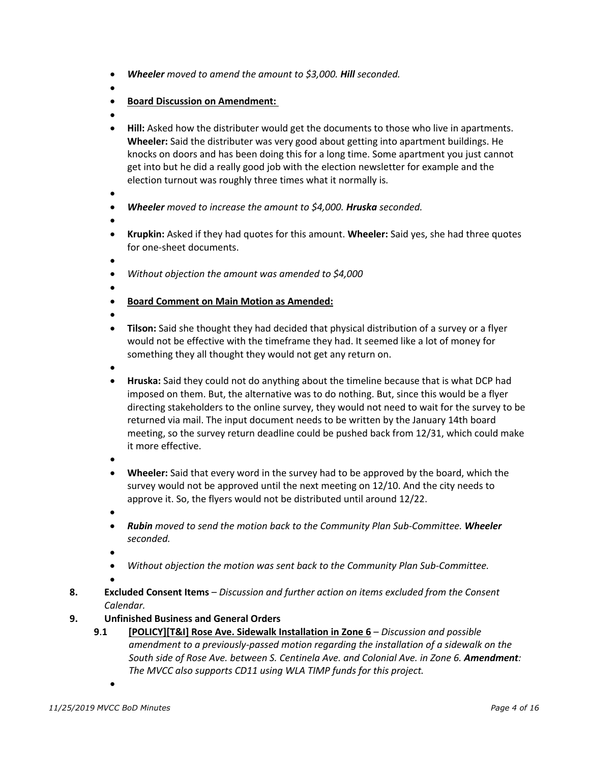- ***Wheeler** moved to amend the amount to $3,000. **Hill** seconded.*
- **Board Discussion on Amendment:**
- **Hill:** Asked how the distributer would get the documents to those who live in apartments. **Wheeler:** Said the distributer was very good about getting into apartment buildings. He knocks on doors and has been doing this for a long time. Some apartment you just cannot get into but he did a really good job with the election newsletter for example and the election turnout was roughly three times what it normally is.
- ***Wheeler** moved to increase the amount to $4,000. **Hruska** seconded.*
- **Krupkin:** Asked if they had quotes for this amount. **Wheeler:** Said yes, she had three quotes for one-sheet documents.
- *Without objection the amount was amended to $4,000*
- **Board Comment on Main Motion as Amended:**
- **Tilson:** Said she thought they had decided that physical distribution of a survey or a flyer would not be effective with the timeframe they had. It seemed like a lot of money for something they all thought they would not get any return on.
- **Hruska:** Said they could not do anything about the timeline because that is what DCP had imposed on them. But, the alternative was to do nothing. But, since this would be a flyer directing stakeholders to the online survey, they would not need to wait for the survey to be returned via mail. The input document needs to be written by the January 14th board meeting, so the survey return deadline could be pushed back from 12/31, which could make it more effective.
- **Wheeler:** Said that every word in the survey had to be approved by the board, which the survey would not be approved until the next meeting on 12/10. And the city needs to approve it. So, the flyers would not be distributed until around 12/22.
- ***Rubin** moved to send the motion back to the Community Plan Sub-Committee. **Wheeler** seconded.*
- *Without objection the motion was sent back to the Community Plan Sub-Committee.*

**8.** **Excluded Consent Items** – *Discussion and further action on items excluded from the Consent Calendar.*

**9.** **Unfinished Business and General Orders**

**9.1** **[POLICY][T&I] Rose Ave. Sidewalk Installation in Zone 6** – *Discussion and possible amendment to a previously-passed motion regarding the installation of a sidewalk on the South side of Rose Ave. between S. Centinela Ave. and Colonial Ave. in Zone 6. **Amendment**: The MVCC also supports CD11 using WLA TIMP funds for this project.*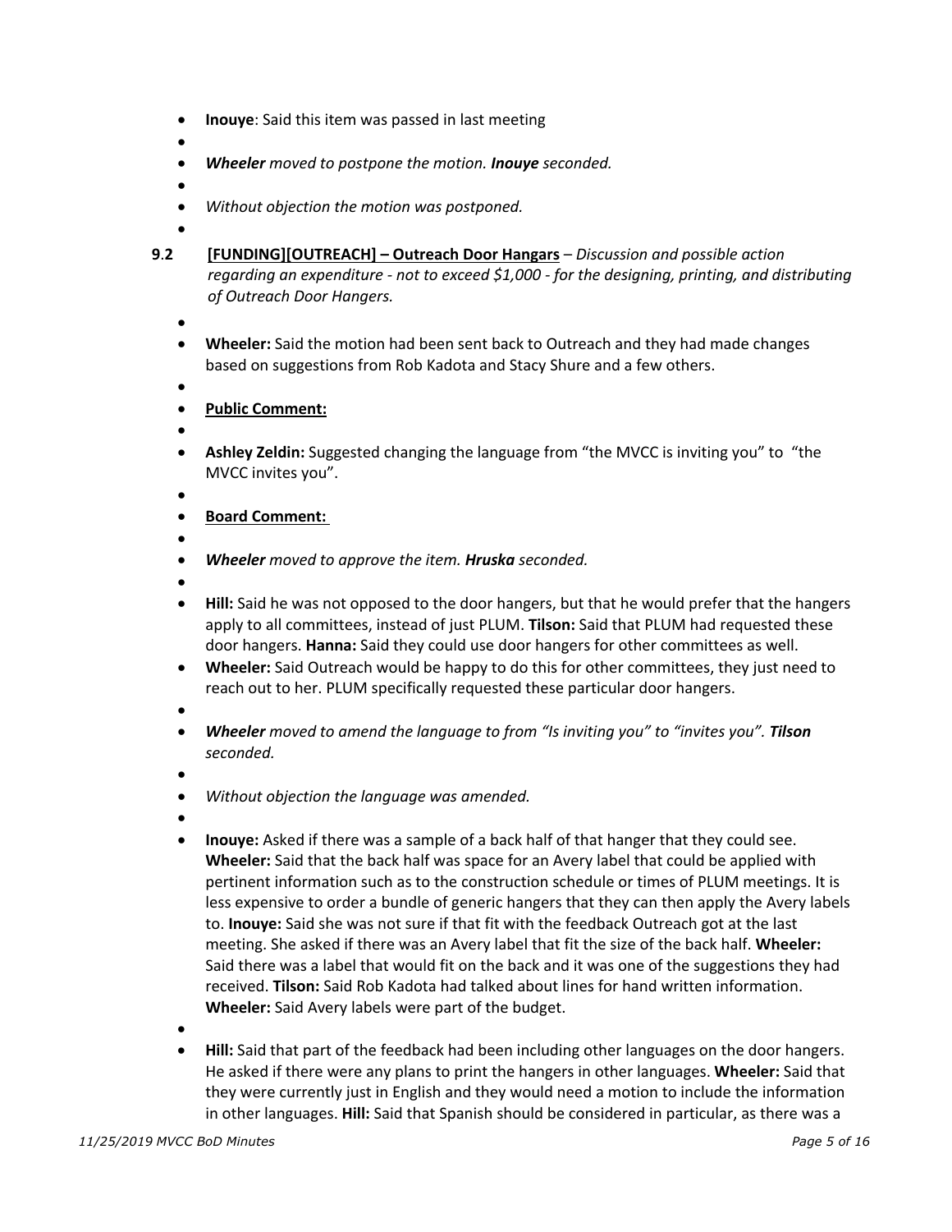- **Inouye**: Said this item was passed in last meeting
- *Wheeler moved to postpone the motion.* ***Inouye*** *seconded.*
- *Without objection the motion was postponed.*

**9.2** **[FUNDING][OUTREACH] – Outreach Door Hangars** – *Discussion and possible action regarding an expenditure - not to exceed $1,000 - for the designing, printing, and distributing of Outreach Door Hangers.*

- **Wheeler:** Said the motion had been sent back to Outreach and they had made changes based on suggestions from Rob Kadota and Stacy Shure and a few others.
- **Public Comment:**
- **Ashley Zeldin:** Suggested changing the language from "the MVCC is inviting you" to "the MVCC invites you".
- **Board Comment:**
- ***Wheeler*** *moved to approve the item.* ***Hruska*** *seconded.*
- **Hill:** Said he was not opposed to the door hangers, but that he would prefer that the hangers apply to all committees, instead of just PLUM. **Tilson:** Said that PLUM had requested these door hangers. **Hanna:** Said they could use door hangers for other committees as well.
- **Wheeler:** Said Outreach would be happy to do this for other committees, they just need to reach out to her. PLUM specifically requested these particular door hangers.
- ***Wheeler*** *moved to amend the language to from "Is inviting you" to "invites you".* ***Tilson*** *seconded.*
- *Without objection the language was amended.*
- **Inouye:** Asked if there was a sample of a back half of that hanger that they could see. **Wheeler:** Said that the back half was space for an Avery label that could be applied with pertinent information such as to the construction schedule or times of PLUM meetings. It is less expensive to order a bundle of generic hangers that they can then apply the Avery labels to. **Inouye:** Said she was not sure if that fit with the feedback Outreach got at the last meeting. She asked if there was an Avery label that fit the size of the back half. **Wheeler:** Said there was a label that would fit on the back and it was one of the suggestions they had received. **Tilson:** Said Rob Kadota had talked about lines for hand written information. **Wheeler:** Said Avery labels were part of the budget.
- **Hill:** Said that part of the feedback had been including other languages on the door hangers. He asked if there were any plans to print the hangers in other languages. **Wheeler:** Said that they were currently just in English and they would need a motion to include the information in other languages. **Hill:** Said that Spanish should be considered in particular, as there was a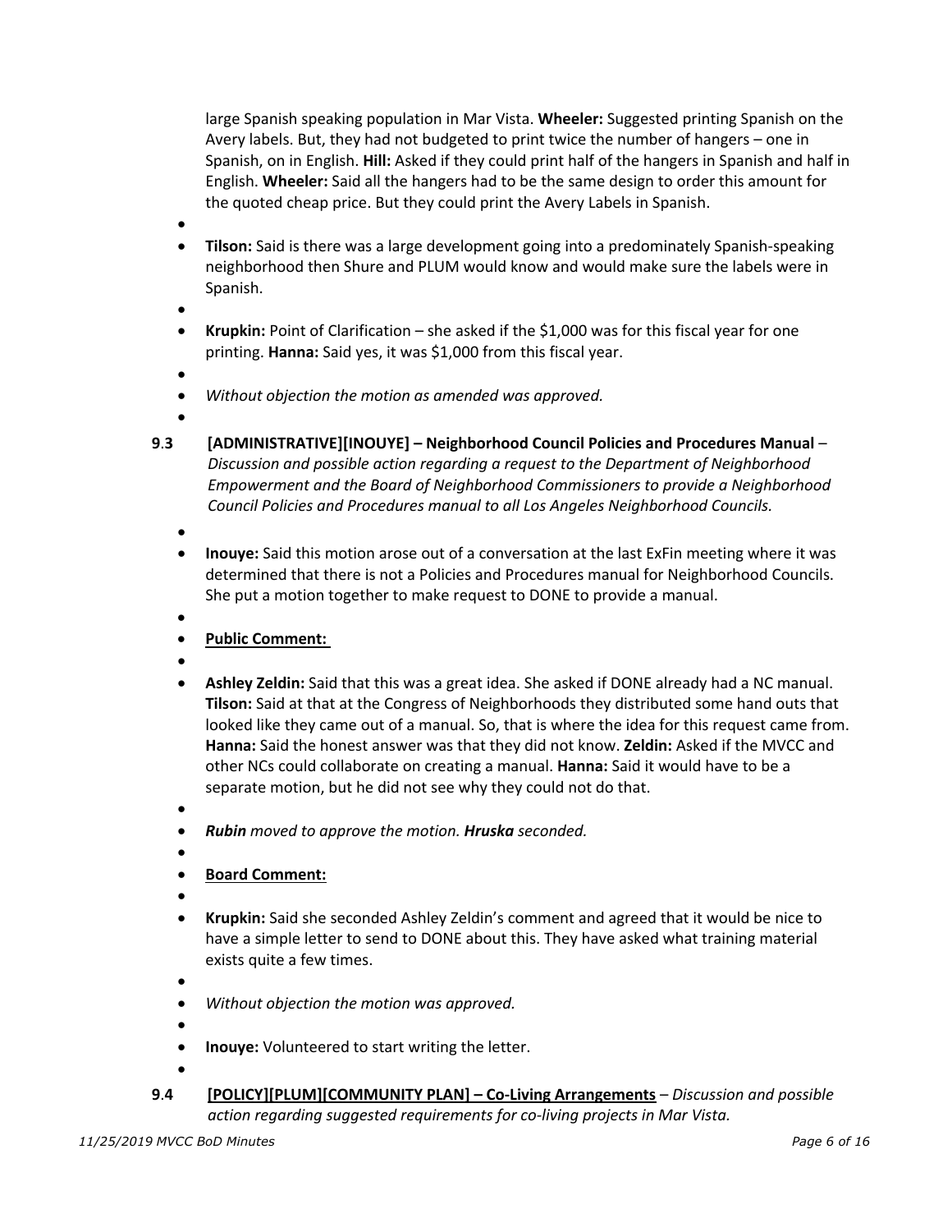large Spanish speaking population in Mar Vista. **Wheeler:** Suggested printing Spanish on the Avery labels. But, they had not budgeted to print twice the number of hangers – one in Spanish, on in English. **Hill:** Asked if they could print half of the hangers in Spanish and half in English. **Wheeler:** Said all the hangers had to be the same design to order this amount for the quoted cheap price. But they could print the Avery Labels in Spanish.

- **Tilson:** Said is there was a large development going into a predominately Spanish-speaking neighborhood then Shure and PLUM would know and would make sure the labels were in Spanish.
- **Krupkin:** Point of Clarification – she asked if the $1,000 was for this fiscal year for one printing. **Hanna:** Said yes, it was $1,000 from this fiscal year.
- *Without objection the motion as amended was approved.*

**9.3 [ADMINISTRATIVE][INOUYE] – Neighborhood Council Policies and Procedures Manual** – *Discussion and possible action regarding a request to the Department of Neighborhood Empowerment and the Board of Neighborhood Commissioners to provide a Neighborhood Council Policies and Procedures manual to all Los Angeles Neighborhood Councils.*

- **Inouye:** Said this motion arose out of a conversation at the last ExFin meeting where it was determined that there is not a Policies and Procedures manual for Neighborhood Councils. She put a motion together to make request to DONE to provide a manual.
- **Public Comment:**
- **Ashley Zeldin:** Said that this was a great idea. She asked if DONE already had a NC manual. **Tilson:** Said at that at the Congress of Neighborhoods they distributed some hand outs that looked like they came out of a manual. So, that is where the idea for this request came from. **Hanna:** Said the honest answer was that they did not know. **Zeldin:** Asked if the MVCC and other NCs could collaborate on creating a manual. **Hanna:** Said it would have to be a separate motion, but he did not see why they could not do that.
- ***Rubin** moved to approve the motion. **Hruska** seconded.*
- **Board Comment:**
- **Krupkin:** Said she seconded Ashley Zeldin's comment and agreed that it would be nice to have a simple letter to send to DONE about this. They have asked what training material exists quite a few times.
- *Without objection the motion was approved.*
- **Inouye:** Volunteered to start writing the letter.

**9.4 [POLICY][PLUM][COMMUNITY PLAN] – Co-Living Arrangements** – *Discussion and possible action regarding suggested requirements for co-living projects in Mar Vista.*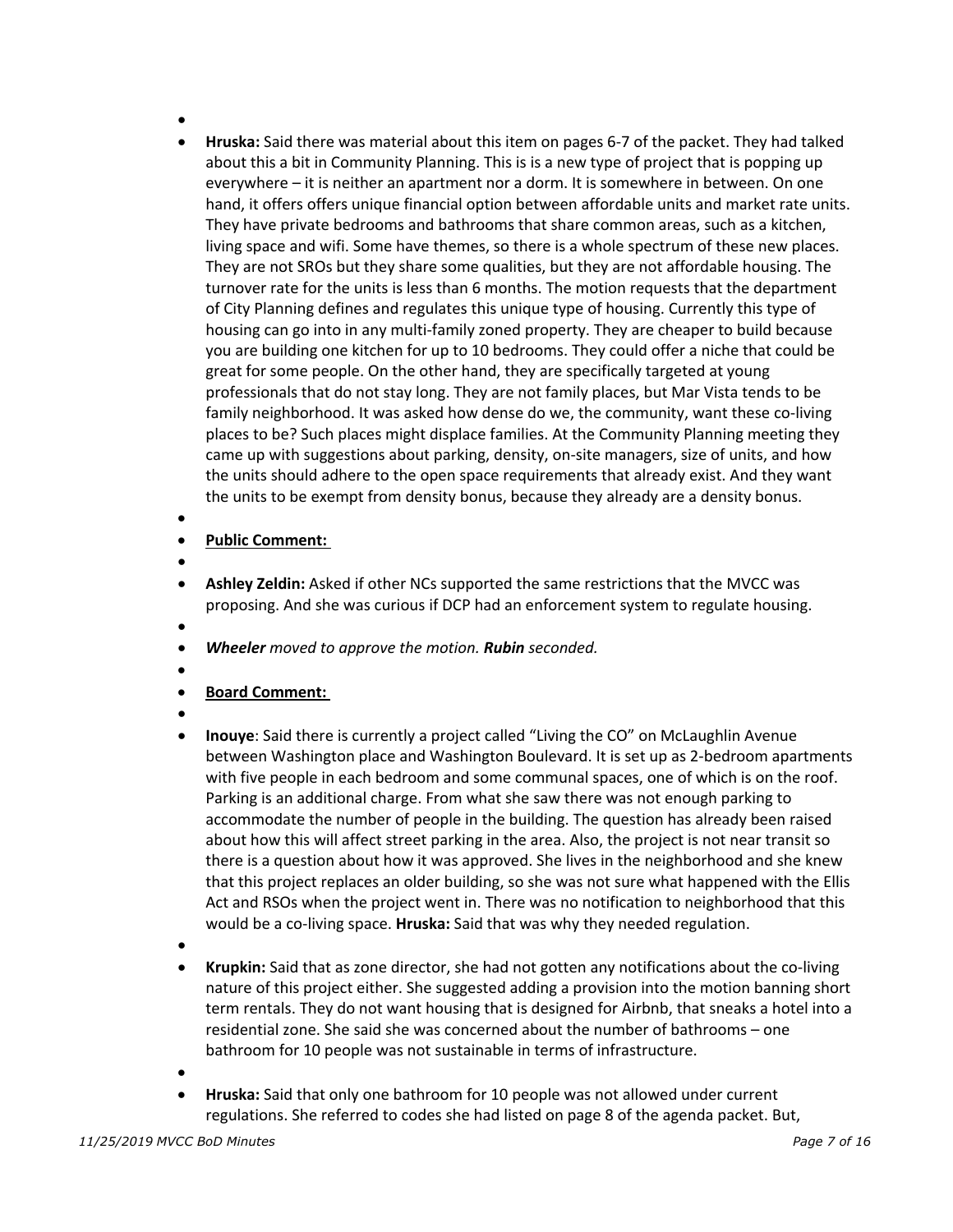- **Hruska:** Said there was material about this item on pages 6-7 of the packet. They had talked about this a bit in Community Planning. This is is a new type of project that is popping up everywhere – it is neither an apartment nor a dorm. It is somewhere in between. On one hand, it offers offers unique financial option between affordable units and market rate units. They have private bedrooms and bathrooms that share common areas, such as a kitchen, living space and wifi. Some have themes, so there is a whole spectrum of these new places. They are not SROs but they share some qualities, but they are not affordable housing. The turnover rate for the units is less than 6 months. The motion requests that the department of City Planning defines and regulates this unique type of housing. Currently this type of housing can go into in any multi-family zoned property. They are cheaper to build because you are building one kitchen for up to 10 bedrooms. They could offer a niche that could be great for some people. On the other hand, they are specifically targeted at young professionals that do not stay long. They are not family places, but Mar Vista tends to be family neighborhood. It was asked how dense do we, the community, want these co-living places to be? Such places might displace families. At the Community Planning meeting they came up with suggestions about parking, density, on-site managers, size of units, and how the units should adhere to the open space requirements that already exist. And they want the units to be exempt from density bonus, because they already are a density bonus.

- **<u>Public Comment:</u>**

- **Ashley Zeldin:** Asked if other NCs supported the same restrictions that the MVCC was proposing. And she was curious if DCP had an enforcement system to regulate housing.

- ***Wheeler*** *moved to approve the motion.* ***Rubin*** *seconded.*

- **<u>Board Comment:</u>**

- **Inouye**: Said there is currently a project called "Living the CO" on McLaughlin Avenue between Washington place and Washington Boulevard. It is set up as 2-bedroom apartments with five people in each bedroom and some communal spaces, one of which is on the roof. Parking is an additional charge. From what she saw there was not enough parking to accommodate the number of people in the building. The question has already been raised about how this will affect street parking in the area. Also, the project is not near transit so there is a question about how it was approved. She lives in the neighborhood and she knew that this project replaces an older building, so she was not sure what happened with the Ellis Act and RSOs when the project went in. There was no notification to neighborhood that this would be a co-living space. **Hruska:** Said that was why they needed regulation.

- **Krupkin:** Said that as zone director, she had not gotten any notifications about the co-living nature of this project either. She suggested adding a provision into the motion banning short term rentals. They do not want housing that is designed for Airbnb, that sneaks a hotel into a residential zone. She said she was concerned about the number of bathrooms – one bathroom for 10 people was not sustainable in terms of infrastructure.

- **Hruska:** Said that only one bathroom for 10 people was not allowed under current regulations. She referred to codes she had listed on page 8 of the agenda packet. But,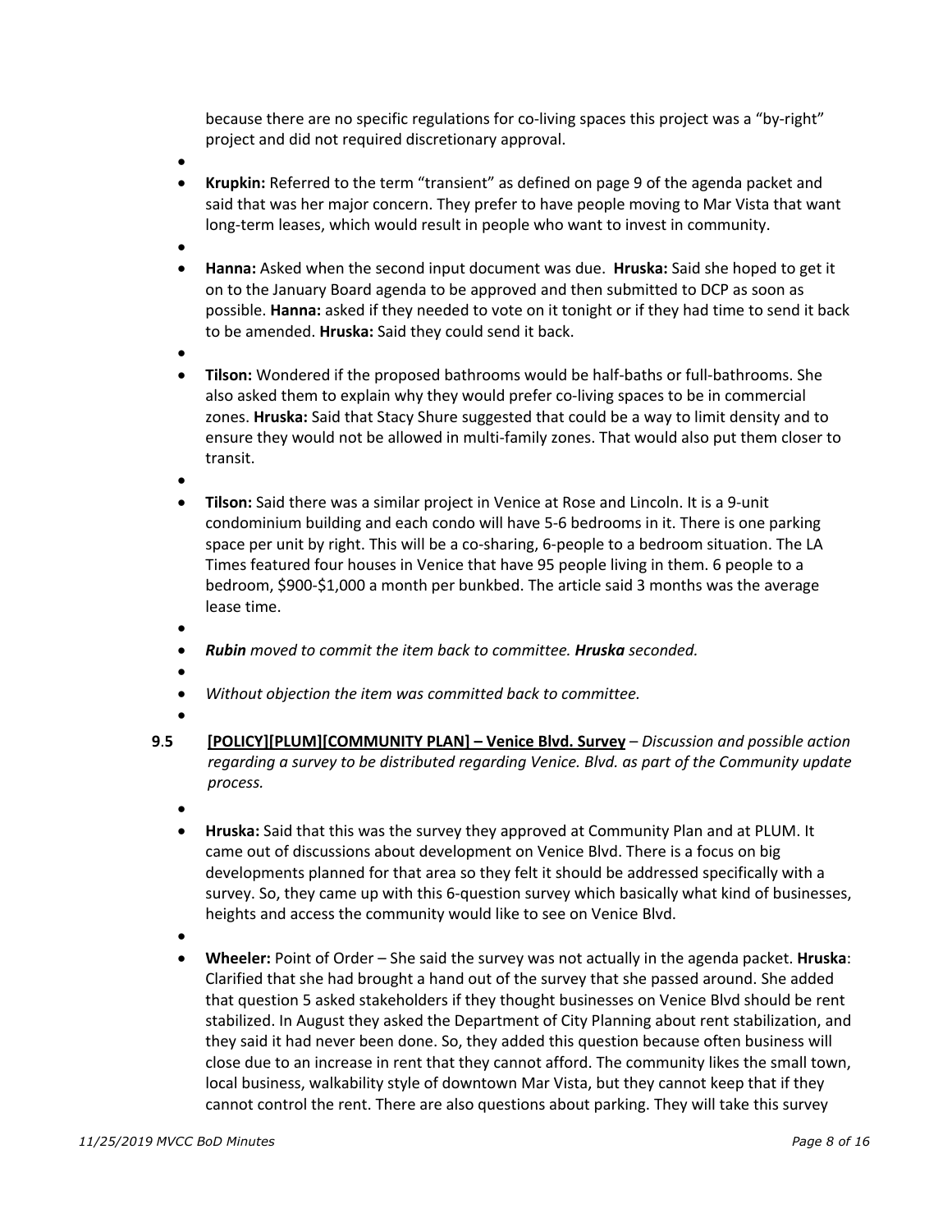because there are no specific regulations for co-living spaces this project was a "by-right" project and did not required discretionary approval.

- **Krupkin:** Referred to the term "transient" as defined on page 9 of the agenda packet and said that was her major concern. They prefer to have people moving to Mar Vista that want long-term leases, which would result in people who want to invest in community.

- **Hanna:** Asked when the second input document was due. **Hruska:** Said she hoped to get it on to the January Board agenda to be approved and then submitted to DCP as soon as possible. **Hanna:** asked if they needed to vote on it tonight or if they had time to send it back to be amended. **Hruska:** Said they could send it back.

- **Tilson:** Wondered if the proposed bathrooms would be half-baths or full-bathrooms. She also asked them to explain why they would prefer co-living spaces to be in commercial zones. **Hruska:** Said that Stacy Shure suggested that could be a way to limit density and to ensure they would not be allowed in multi-family zones. That would also put them closer to transit.

- **Tilson:** Said there was a similar project in Venice at Rose and Lincoln. It is a 9-unit condominium building and each condo will have 5-6 bedrooms in it. There is one parking space per unit by right. This will be a co-sharing, 6-people to a bedroom situation. The LA Times featured four houses in Venice that have 95 people living in them. 6 people to a bedroom, $900-$1,000 a month per bunkbed. The article said 3 months was the average lease time.

- ***Rubin*** *moved to commit the item back to committee.* ***Hruska*** *seconded.*

- *Without objection the item was committed back to committee.*

**9.5** **[POLICY][PLUM][COMMUNITY PLAN] – Venice Blvd. Survey** – *Discussion and possible action regarding a survey to be distributed regarding Venice. Blvd. as part of the Community update process.*

- **Hruska:** Said that this was the survey they approved at Community Plan and at PLUM. It came out of discussions about development on Venice Blvd. There is a focus on big developments planned for that area so they felt it should be addressed specifically with a survey. So, they came up with this 6-question survey which basically what kind of businesses, heights and access the community would like to see on Venice Blvd.

- **Wheeler:** Point of Order – She said the survey was not actually in the agenda packet. **Hruska**: Clarified that she had brought a hand out of the survey that she passed around. She added that question 5 asked stakeholders if they thought businesses on Venice Blvd should be rent stabilized. In August they asked the Department of City Planning about rent stabilization, and they said it had never been done. So, they added this question because often business will close due to an increase in rent that they cannot afford. The community likes the small town, local business, walkability style of downtown Mar Vista, but they cannot keep that if they cannot control the rent. There are also questions about parking. They will take this survey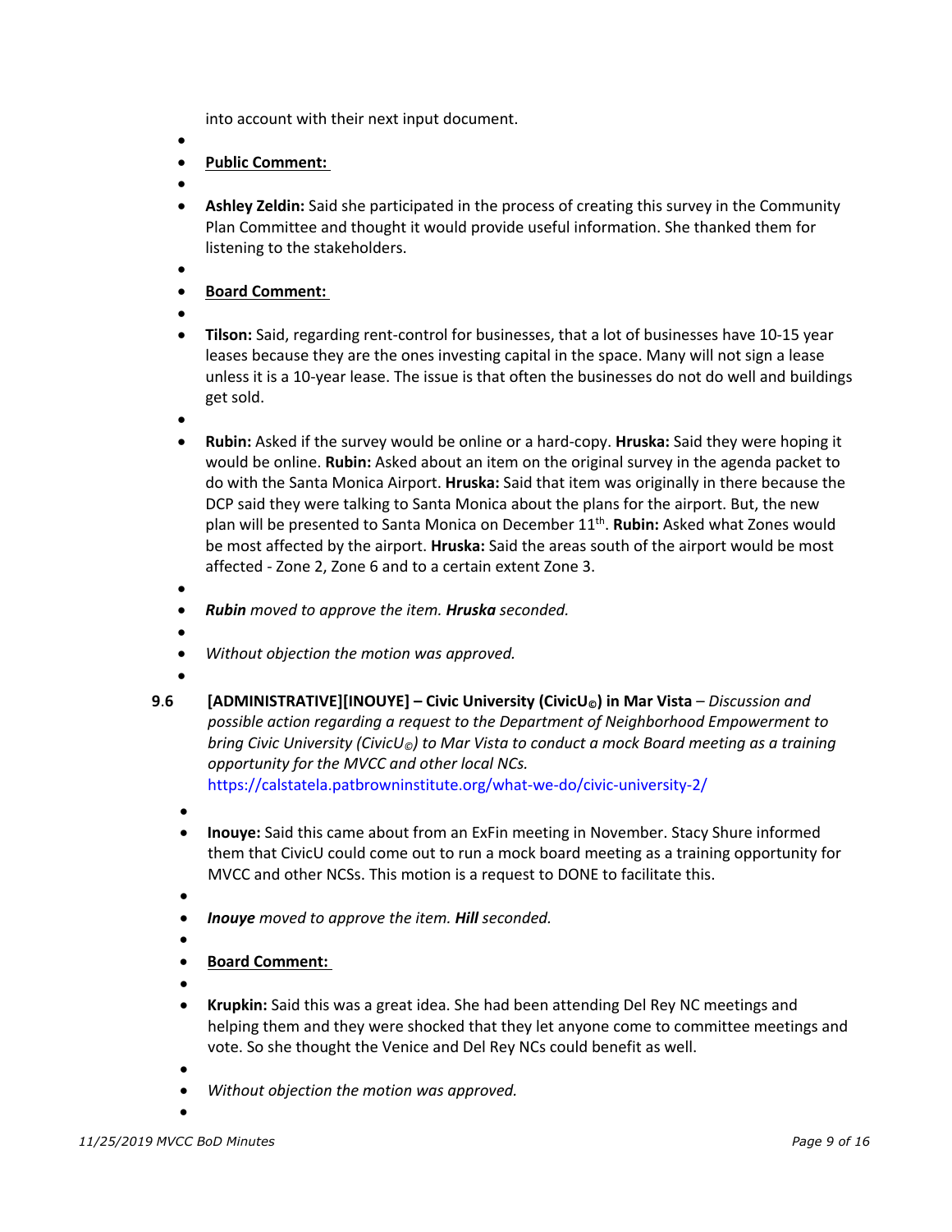into account with their next input document.

- **Public Comment:**

- **Ashley Zeldin:** Said she participated in the process of creating this survey in the Community Plan Committee and thought it would provide useful information. She thanked them for listening to the stakeholders.

- **Board Comment:**

- **Tilson:** Said, regarding rent-control for businesses, that a lot of businesses have 10-15 year leases because they are the ones investing capital in the space. Many will not sign a lease unless it is a 10-year lease. The issue is that often the businesses do not do well and buildings get sold.

- **Rubin:** Asked if the survey would be online or a hard-copy. **Hruska:** Said they were hoping it would be online. **Rubin:** Asked about an item on the original survey in the agenda packet to do with the Santa Monica Airport. **Hruska:** Said that item was originally in there because the DCP said they were talking to Santa Monica about the plans for the airport. But, the new plan will be presented to Santa Monica on December 11th. **Rubin:** Asked what Zones would be most affected by the airport. **Hruska:** Said the areas south of the airport would be most affected - Zone 2, Zone 6 and to a certain extent Zone 3.

- ***Rubin*** *moved to approve the item.* ***Hruska*** *seconded.*

- *Without objection the motion was approved.*

**9.6 [ADMINISTRATIVE][INOUYE] – Civic University (CivicU©) in Mar Vista** – *Discussion and possible action regarding a request to the Department of Neighborhood Empowerment to bring Civic University (CivicU©) to Mar Vista to conduct a mock Board meeting as a training opportunity for the MVCC and other local NCs.*
https://calstatela.patbrowninstitute.org/what-we-do/civic-university-2/

- **Inouye:** Said this came about from an ExFin meeting in November. Stacy Shure informed them that CivicU could come out to run a mock board meeting as a training opportunity for MVCC and other NCSs. This motion is a request to DONE to facilitate this.

- ***Inouye*** *moved to approve the item.* ***Hill*** *seconded.*

- **Board Comment:**

- **Krupkin:** Said this was a great idea. She had been attending Del Rey NC meetings and helping them and they were shocked that they let anyone come to committee meetings and vote. So she thought the Venice and Del Rey NCs could benefit as well.

- *Without objection the motion was approved.*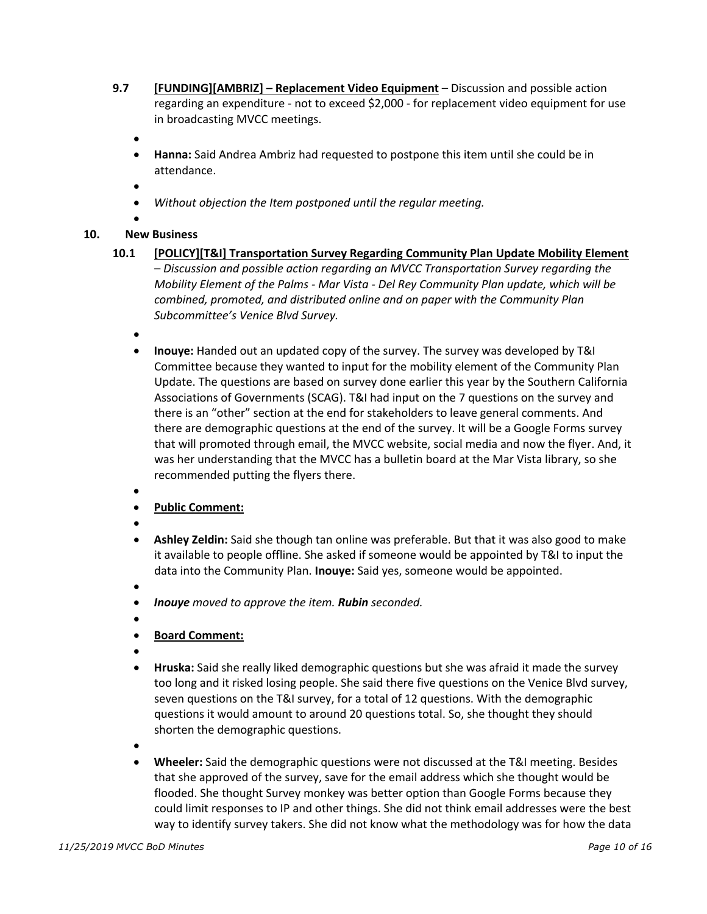- **9.7** **[FUNDING][AMBRIZ] – Replacement Video Equipment** – Discussion and possible action regarding an expenditure - not to exceed $2,000 - for replacement video equipment for use in broadcasting MVCC meetings.

  - **Hanna:** Said Andrea Ambriz had requested to postpone this item until she could be in attendance.
  - *Without objection the Item postponed until the regular meeting.*

## 10. New Business

- **10.1** **[POLICY][T&I] Transportation Survey Regarding Community Plan Update Mobility Element** *– Discussion and possible action regarding an MVCC Transportation Survey regarding the Mobility Element of the Palms - Mar Vista - Del Rey Community Plan update, which will be combined, promoted, and distributed online and on paper with the Community Plan Subcommittee's Venice Blvd Survey.*

  - **Inouye:** Handed out an updated copy of the survey. The survey was developed by T&I Committee because they wanted to input for the mobility element of the Community Plan Update. The questions are based on survey done earlier this year by the Southern California Associations of Governments (SCAG). T&I had input on the 7 questions on the survey and there is an "other" section at the end for stakeholders to leave general comments. And there are demographic questions at the end of the survey. It will be a Google Forms survey that will promoted through email, the MVCC website, social media and now the flyer. And, it was her understanding that the MVCC has a bulletin board at the Mar Vista library, so she recommended putting the flyers there.
  - **Public Comment:**
  - **Ashley Zeldin:** Said she though tan online was preferable. But that it was also good to make it available to people offline. She asked if someone would be appointed by T&I to input the data into the Community Plan. **Inouye:** Said yes, someone would be appointed.
  - ***Inouye** moved to approve the item. **Rubin** seconded.*
  - **Board Comment:**
  - **Hruska:** Said she really liked demographic questions but she was afraid it made the survey too long and it risked losing people. She said there five questions on the Venice Blvd survey, seven questions on the T&I survey, for a total of 12 questions. With the demographic questions it would amount to around 20 questions total. So, she thought they should shorten the demographic questions.
  - **Wheeler:** Said the demographic questions were not discussed at the T&I meeting. Besides that she approved of the survey, save for the email address which she thought would be flooded. She thought Survey monkey was better option than Google Forms because they could limit responses to IP and other things. She did not think email addresses were the best way to identify survey takers. She did not know what the methodology was for how the data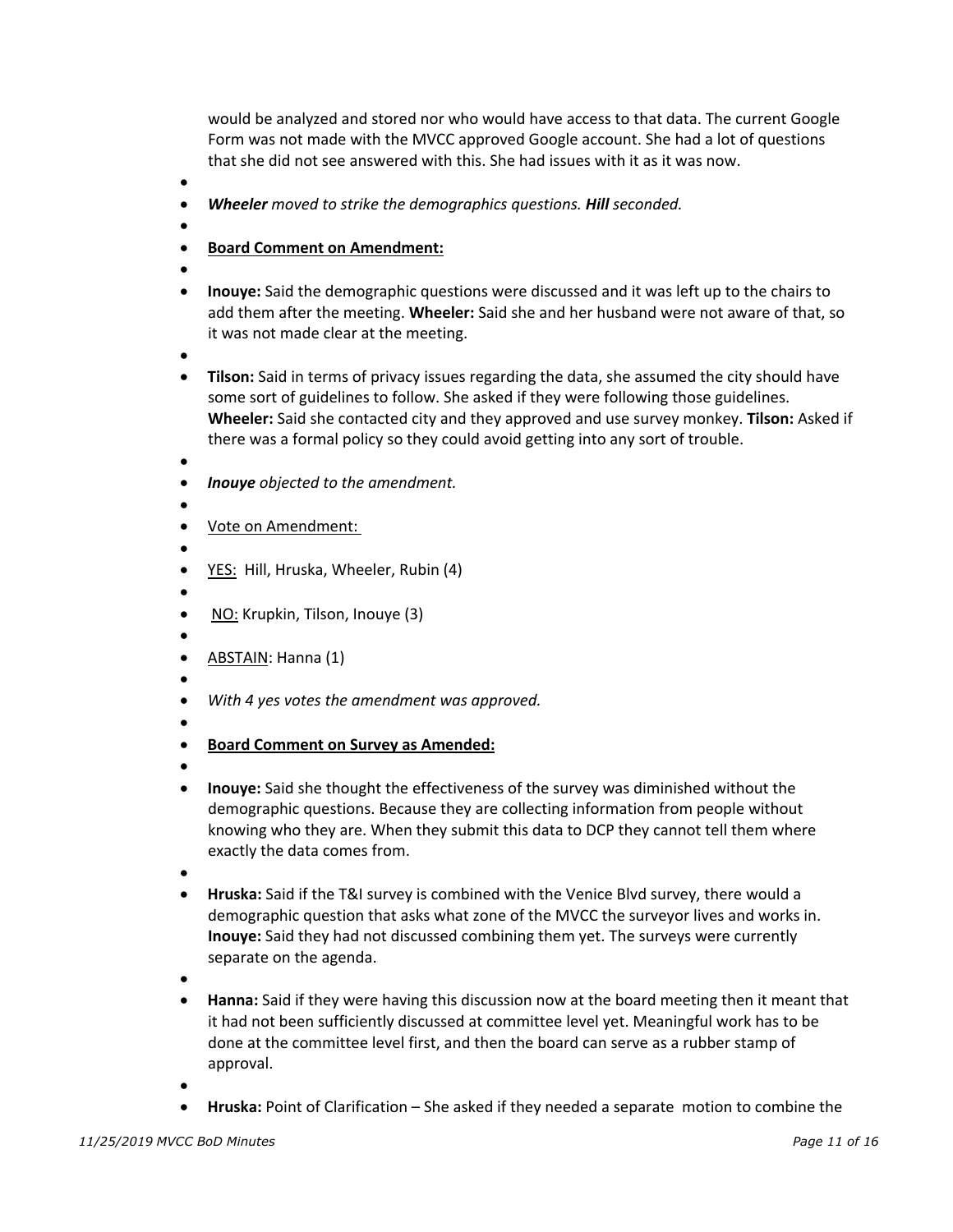would be analyzed and stored nor who would have access to that data. The current Google Form was not made with the MVCC approved Google account. She had a lot of questions that she did not see answered with this. She had issues with it as it was now.

- ***Wheeler*** *moved to strike the demographics questions.* ***Hill*** *seconded.*

- **Board Comment on Amendment:**

- **Inouye:** Said the demographic questions were discussed and it was left up to the chairs to add them after the meeting. **Wheeler:** Said she and her husband were not aware of that, so it was not made clear at the meeting.

- **Tilson:** Said in terms of privacy issues regarding the data, she assumed the city should have some sort of guidelines to follow. She asked if they were following those guidelines. **Wheeler:** Said she contacted city and they approved and use survey monkey. **Tilson:** Asked if there was a formal policy so they could avoid getting into any sort of trouble.

- ***Inouye*** *objected to the amendment.*

- Vote on Amendment:

- YES: Hill, Hruska, Wheeler, Rubin (4)

- NO: Krupkin, Tilson, Inouye (3)

- ABSTAIN: Hanna (1)

- *With 4 yes votes the amendment was approved.*

- **Board Comment on Survey as Amended:**

- **Inouye:** Said she thought the effectiveness of the survey was diminished without the demographic questions. Because they are collecting information from people without knowing who they are. When they submit this data to DCP they cannot tell them where exactly the data comes from.

- **Hruska:** Said if the T&I survey is combined with the Venice Blvd survey, there would a demographic question that asks what zone of the MVCC the surveyor lives and works in. **Inouye:** Said they had not discussed combining them yet. The surveys were currently separate on the agenda.

- **Hanna:** Said if they were having this discussion now at the board meeting then it meant that it had not been sufficiently discussed at committee level yet. Meaningful work has to be done at the committee level first, and then the board can serve as a rubber stamp of approval.

- **Hruska:** Point of Clarification – She asked if they needed a separate motion to combine the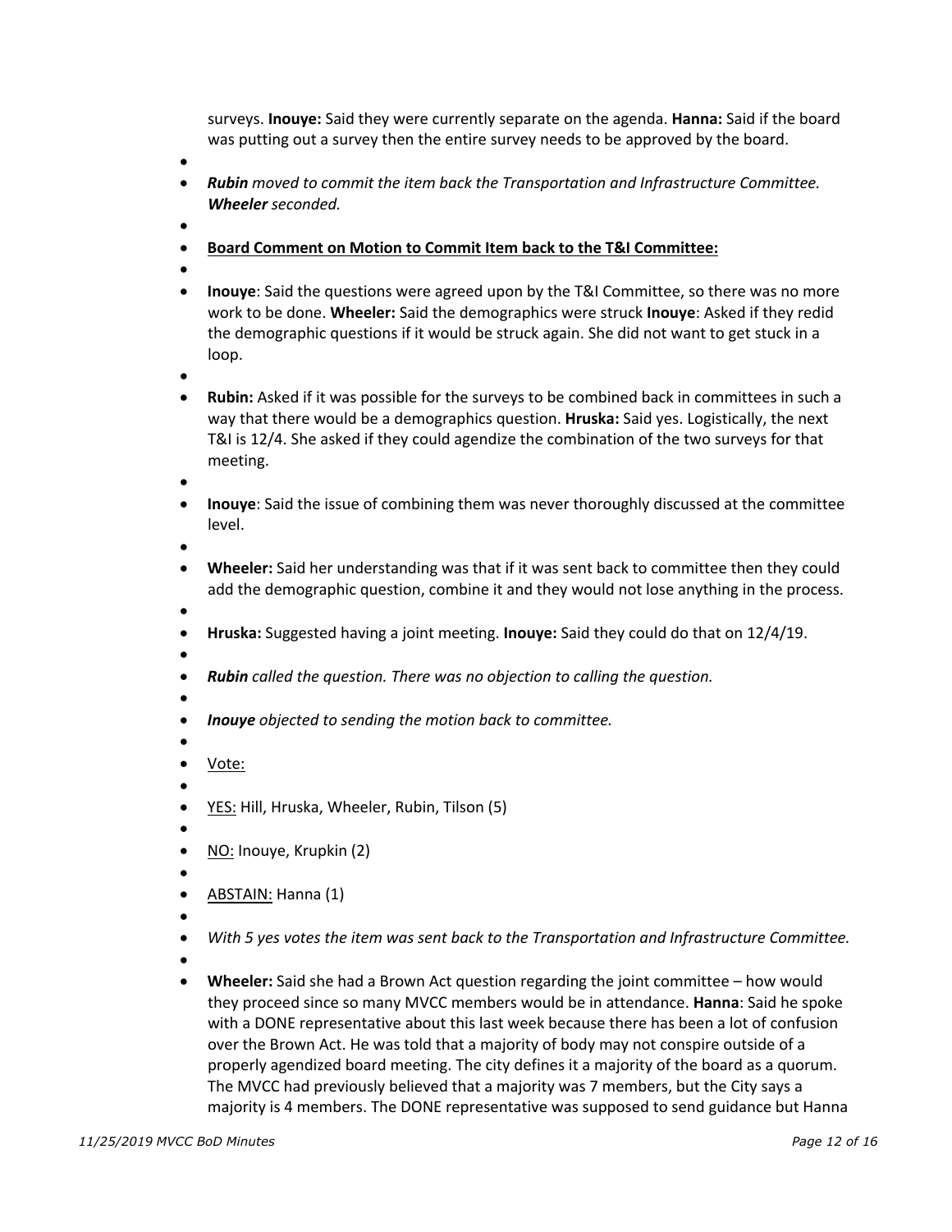surveys. **Inouye:** Said they were currently separate on the agenda. **Hanna:** Said if the board was putting out a survey then the entire survey needs to be approved by the board.

- *__Rubin__ moved to commit the item back the Transportation and Infrastructure Committee. __Wheeler__ seconded.*

- **<u>Board Comment on Motion to Commit Item back to the T&I Committee:</u>**

- **Inouye**: Said the questions were agreed upon by the T&I Committee, so there was no more work to be done. **Wheeler:** Said the demographics were struck **Inouye**: Asked if they redid the demographic questions if it would be struck again. She did not want to get stuck in a loop.

- **Rubin:** Asked if it was possible for the surveys to be combined back in committees in such a way that there would be a demographics question. **Hruska:** Said yes. Logistically, the next T&I is 12/4. She asked if they could agendize the combination of the two surveys for that meeting.

- **Inouye**: Said the issue of combining them was never thoroughly discussed at the committee level.

- **Wheeler:** Said her understanding was that if it was sent back to committee then they could add the demographic question, combine it and they would not lose anything in the process.

- **Hruska:** Suggested having a joint meeting. **Inouye:** Said they could do that on 12/4/19.

- *__Rubin__ called the question. There was no objection to calling the question.*

- *__Inouye__ objected to sending the motion back to committee.*

- <u>Vote:</u>

- <u>YES:</u> Hill, Hruska, Wheeler, Rubin, Tilson (5)

- <u>NO:</u> Inouye, Krupkin (2)

- <u>ABSTAIN:</u> Hanna (1)

- *With 5 yes votes the item was sent back to the Transportation and Infrastructure Committee.*

- **Wheeler:** Said she had a Brown Act question regarding the joint committee – how would they proceed since so many MVCC members would be in attendance. **Hanna**: Said he spoke with a DONE representative about this last week because there has been a lot of confusion over the Brown Act. He was told that a majority of body may not conspire outside of a properly agendized board meeting. The city defines it a majority of the board as a quorum. The MVCC had previously believed that a majority was 7 members, but the City says a majority is 4 members. The DONE representative was supposed to send guidance but Hanna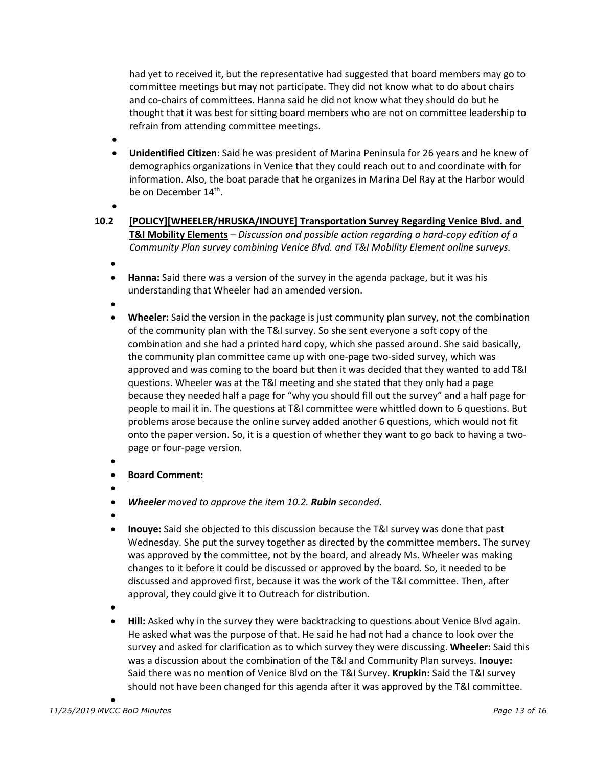had yet to received it, but the representative had suggested that board members may go to committee meetings but may not participate. They did not know what to do about chairs and co-chairs of committees. Hanna said he did not know what they should do but he thought that it was best for sitting board members who are not on committee leadership to refrain from attending committee meetings.

- **Unidentified Citizen**: Said he was president of Marina Peninsula for 26 years and he knew of demographics organizations in Venice that they could reach out to and coordinate with for information. Also, the boat parade that he organizes in Marina Del Ray at the Harbor would be on December 14th.

**10.2 [POLICY][WHEELER/HRUSKA/INOUYE] Transportation Survey Regarding Venice Blvd. and T&I Mobility Elements** – *Discussion and possible action regarding a hard-copy edition of a Community Plan survey combining Venice Blvd. and T&I Mobility Element online surveys.*

- **Hanna:** Said there was a version of the survey in the agenda package, but it was his understanding that Wheeler had an amended version.
- **Wheeler:** Said the version in the package is just community plan survey, not the combination of the community plan with the T&I survey. So she sent everyone a soft copy of the combination and she had a printed hard copy, which she passed around. She said basically, the community plan committee came up with one-page two-sided survey, which was approved and was coming to the board but then it was decided that they wanted to add T&I questions. Wheeler was at the T&I meeting and she stated that they only had a page because they needed half a page for "why you should fill out the survey" and a half page for people to mail it in. The questions at T&I committee were whittled down to 6 questions. But problems arose because the online survey added another 6 questions, which would not fit onto the paper version. So, it is a question of whether they want to go back to having a two-page or four-page version.
- **Board Comment:**
- ***Wheeler** moved to approve the item 10.2. **Rubin** seconded.*
- **Inouye:** Said she objected to this discussion because the T&I survey was done that past Wednesday. She put the survey together as directed by the committee members. The survey was approved by the committee, not by the board, and already Ms. Wheeler was making changes to it before it could be discussed or approved by the board. So, it needed to be discussed and approved first, because it was the work of the T&I committee. Then, after approval, they could give it to Outreach for distribution.
- **Hill:** Asked why in the survey they were backtracking to questions about Venice Blvd again. He asked what was the purpose of that. He said he had not had a chance to look over the survey and asked for clarification as to which survey they were discussing. **Wheeler:** Said this was a discussion about the combination of the T&I and Community Plan surveys. **Inouye:** Said there was no mention of Venice Blvd on the T&I Survey. **Krupkin:** Said the T&I survey should not have been changed for this agenda after it was approved by the T&I committee.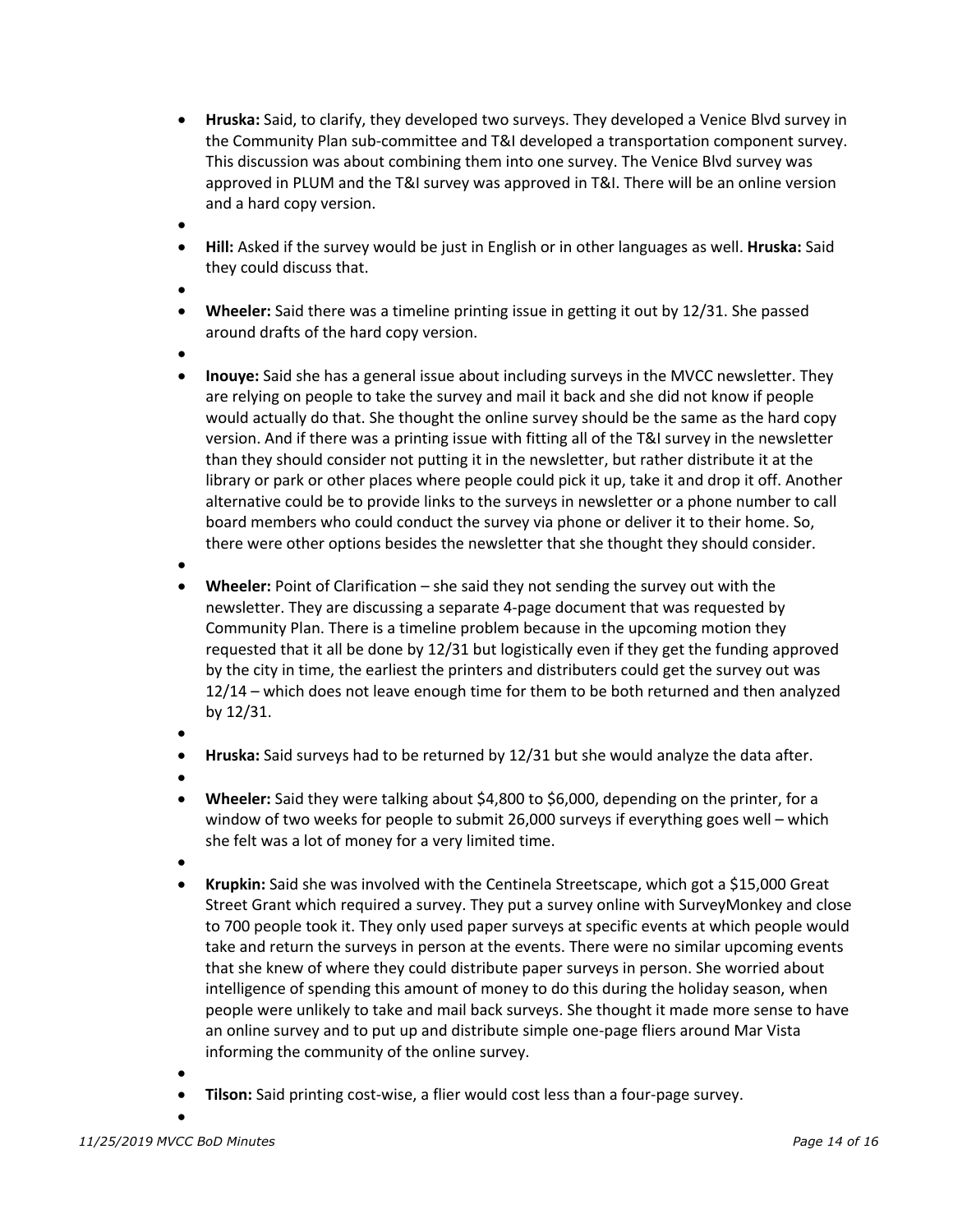- **Hruska:** Said, to clarify, they developed two surveys. They developed a Venice Blvd survey in the Community Plan sub-committee and T&I developed a transportation component survey. This discussion was about combining them into one survey. The Venice Blvd survey was approved in PLUM and the T&I survey was approved in T&I. There will be an online version and a hard copy version.

- **Hill:** Asked if the survey would be just in English or in other languages as well. **Hruska:** Said they could discuss that.

- **Wheeler:** Said there was a timeline printing issue in getting it out by 12/31. She passed around drafts of the hard copy version.

- **Inouye:** Said she has a general issue about including surveys in the MVCC newsletter. They are relying on people to take the survey and mail it back and she did not know if people would actually do that. She thought the online survey should be the same as the hard copy version. And if there was a printing issue with fitting all of the T&I survey in the newsletter than they should consider not putting it in the newsletter, but rather distribute it at the library or park or other places where people could pick it up, take it and drop it off. Another alternative could be to provide links to the surveys in newsletter or a phone number to call board members who could conduct the survey via phone or deliver it to their home. So, there were other options besides the newsletter that she thought they should consider.

- **Wheeler:** Point of Clarification – she said they not sending the survey out with the newsletter. They are discussing a separate 4-page document that was requested by Community Plan. There is a timeline problem because in the upcoming motion they requested that it all be done by 12/31 but logistically even if they get the funding approved by the city in time, the earliest the printers and distributers could get the survey out was 12/14 – which does not leave enough time for them to be both returned and then analyzed by 12/31.

- **Hruska:** Said surveys had to be returned by 12/31 but she would analyze the data after.

- **Wheeler:** Said they were talking about $4,800 to $6,000, depending on the printer, for a window of two weeks for people to submit 26,000 surveys if everything goes well – which she felt was a lot of money for a very limited time.

- **Krupkin:** Said she was involved with the Centinela Streetscape, which got a $15,000 Great Street Grant which required a survey. They put a survey online with SurveyMonkey and close to 700 people took it. They only used paper surveys at specific events at which people would take and return the surveys in person at the events. There were no similar upcoming events that she knew of where they could distribute paper surveys in person. She worried about intelligence of spending this amount of money to do this during the holiday season, when people were unlikely to take and mail back surveys. She thought it made more sense to have an online survey and to put up and distribute simple one-page fliers around Mar Vista informing the community of the online survey.

- **Tilson:** Said printing cost-wise, a flier would cost less than a four-page survey.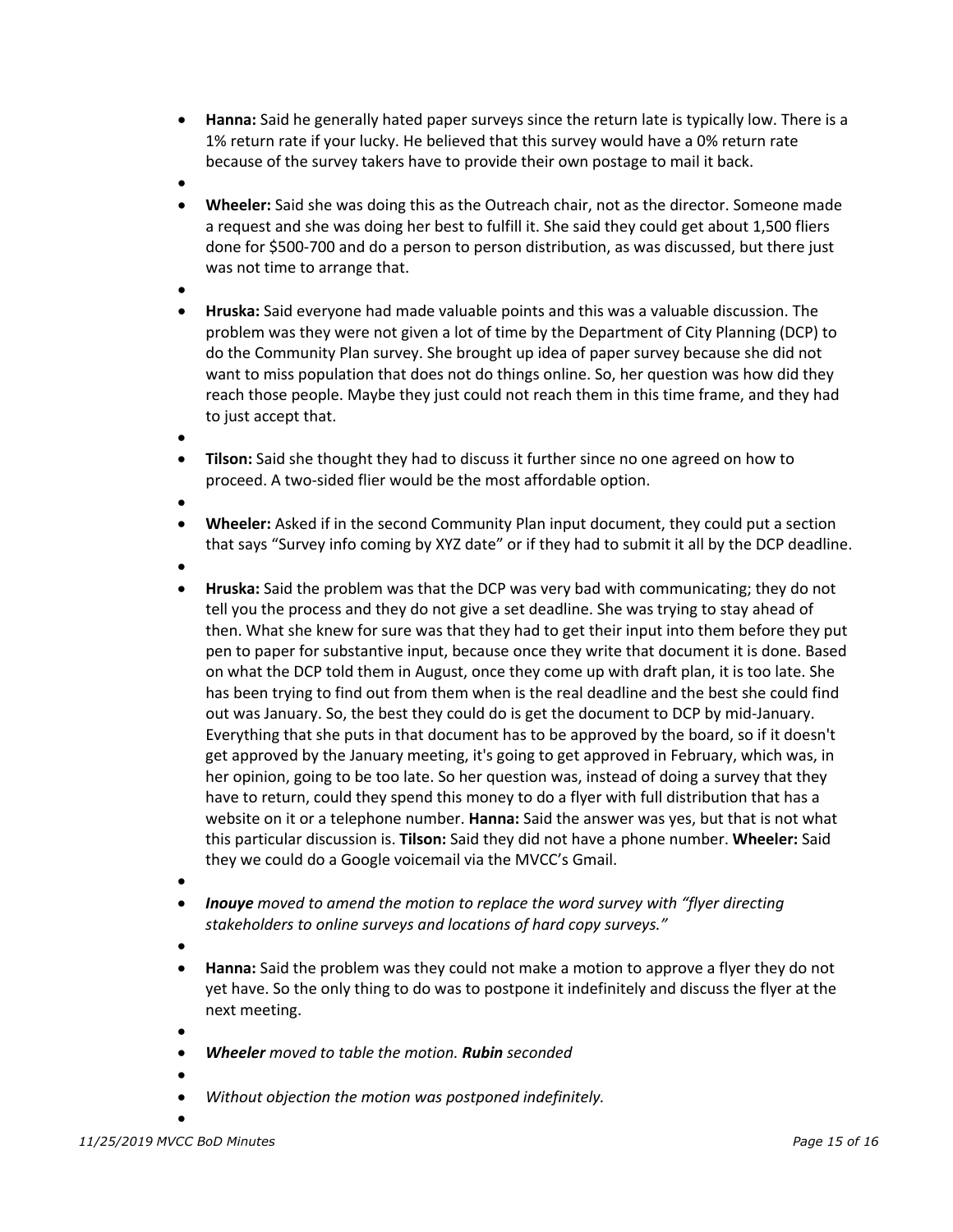- **Hanna:** Said he generally hated paper surveys since the return late is typically low. There is a 1% return rate if your lucky. He believed that this survey would have a 0% return rate because of the survey takers have to provide their own postage to mail it back.
- 
- **Wheeler:** Said she was doing this as the Outreach chair, not as the director. Someone made a request and she was doing her best to fulfill it. She said they could get about 1,500 fliers done for $500-700 and do a person to person distribution, as was discussed, but there just was not time to arrange that.
- 
- **Hruska:** Said everyone had made valuable points and this was a valuable discussion. The problem was they were not given a lot of time by the Department of City Planning (DCP) to do the Community Plan survey. She brought up idea of paper survey because she did not want to miss population that does not do things online. So, her question was how did they reach those people. Maybe they just could not reach them in this time frame, and they had to just accept that.
- 
- **Tilson:** Said she thought they had to discuss it further since no one agreed on how to proceed. A two-sided flier would be the most affordable option.
- 
- **Wheeler:** Asked if in the second Community Plan input document, they could put a section that says "Survey info coming by XYZ date" or if they had to submit it all by the DCP deadline.
- 
- **Hruska:** Said the problem was that the DCP was very bad with communicating; they do not tell you the process and they do not give a set deadline. She was trying to stay ahead of then. What she knew for sure was that they had to get their input into them before they put pen to paper for substantive input, because once they write that document it is done. Based on what the DCP told them in August, once they come up with draft plan, it is too late. She has been trying to find out from them when is the real deadline and the best she could find out was January. So, the best they could do is get the document to DCP by mid-January. Everything that she puts in that document has to be approved by the board, so if it doesn't get approved by the January meeting, it's going to get approved in February, which was, in her opinion, going to be too late. So her question was, instead of doing a survey that they have to return, could they spend this money to do a flyer with full distribution that has a website on it or a telephone number. **Hanna:** Said the answer was yes, but that is not what this particular discussion is. **Tilson:** Said they did not have a phone number. **Wheeler:** Said they we could do a Google voicemail via the MVCC's Gmail.
- 
- ***Inouye*** *moved to amend the motion to replace the word survey with "flyer directing stakeholders to online surveys and locations of hard copy surveys."*
- 
- **Hanna:** Said the problem was they could not make a motion to approve a flyer they do not yet have. So the only thing to do was to postpone it indefinitely and discuss the flyer at the next meeting.
- 
- ***Wheeler*** *moved to table the motion.* ***Rubin*** *seconded*
- 
- *Without objection the motion was postponed indefinitely.*
-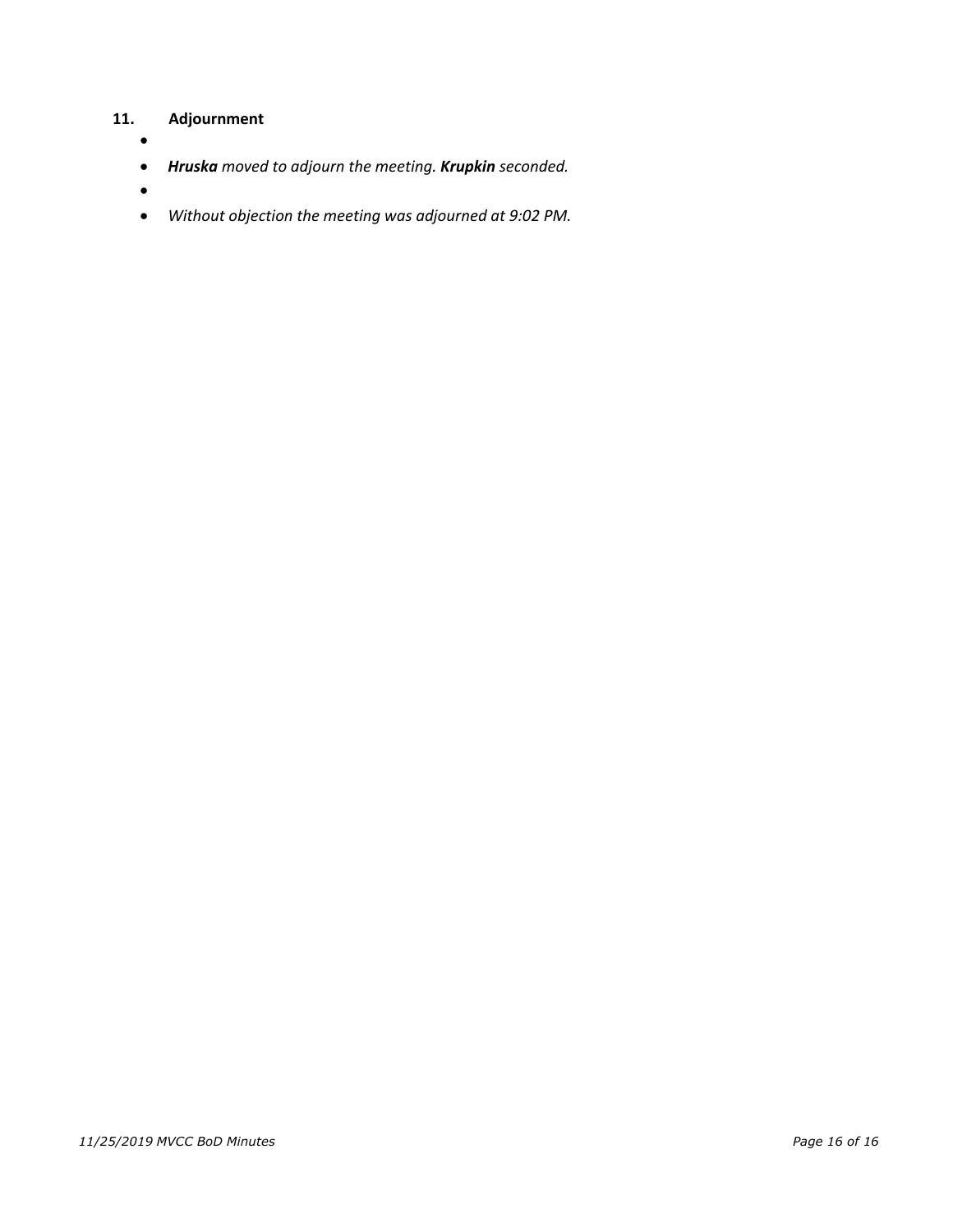## 11. Adjournment

- 
- ***Hruska*** *moved to adjourn the meeting.* ***Krupkin*** *seconded.*
- 
- *Without objection the meeting was adjourned at 9:02 PM.*